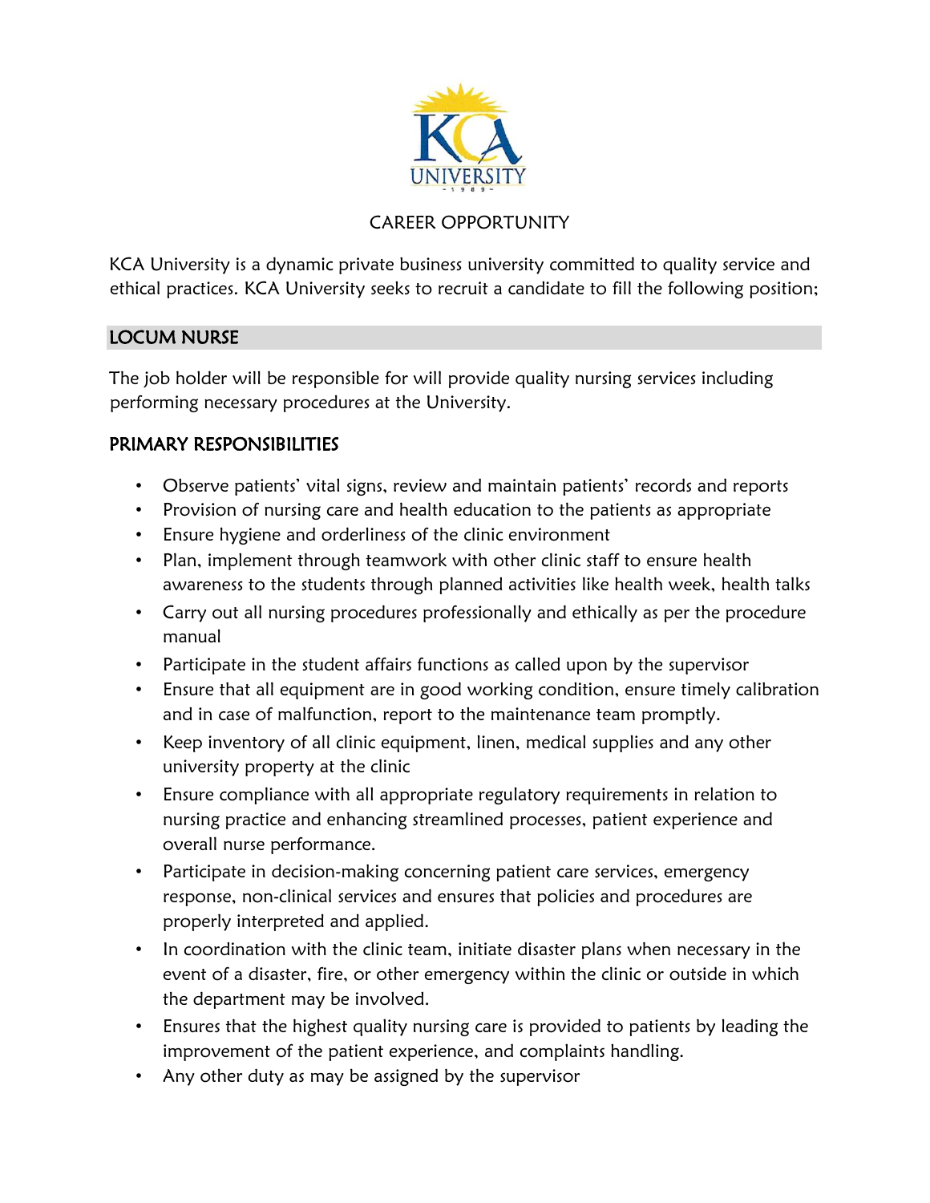CAREER OPPORTUNITY

KCA University is a dynamic private business university committed to quality service and ethical practices. KCA University seeks to recruit a candidate to fill the following position;

## LOCUM NURSE

The job holder will be responsible for will provide quality nursing services including performing necessary procedures at the University.

### PRIMARY RESPONSIBILITIES

- Observe patients' vital signs, review and maintain patients' records and reports
- Provision of nursing care and health education to the patients as appropriate
- Ensure hygiene and orderliness of the clinic environment
- Plan, implement through teamwork with other clinic staff to ensure health awareness to the students through planned activities like health week, health talks
- Carry out all nursing procedures professionally and ethically as per the procedure manual
- Participate in the student affairs functions as called upon by the supervisor
- Ensure that all equipment are in good working condition, ensure timely calibration and in case of malfunction, report to the maintenance team promptly.
- Keep inventory of all clinic equipment, linen, medical supplies and any other university property at the clinic
- Ensure compliance with all appropriate regulatory requirements in relation to nursing practice and enhancing streamlined processes, patient experience and overall nurse performance.
- Participate in decision-making concerning patient care services, emergency response, non-clinical services and ensures that policies and procedures are properly interpreted and applied.
- In coordination with the clinic team, initiate disaster plans when necessary in the event of a disaster, fire, or other emergency within the clinic or outside in which the department may be involved.
- Ensures that the highest quality nursing care is provided to patients by leading the improvement of the patient experience, and complaints handling.
- Any other duty as may be assigned by the supervisor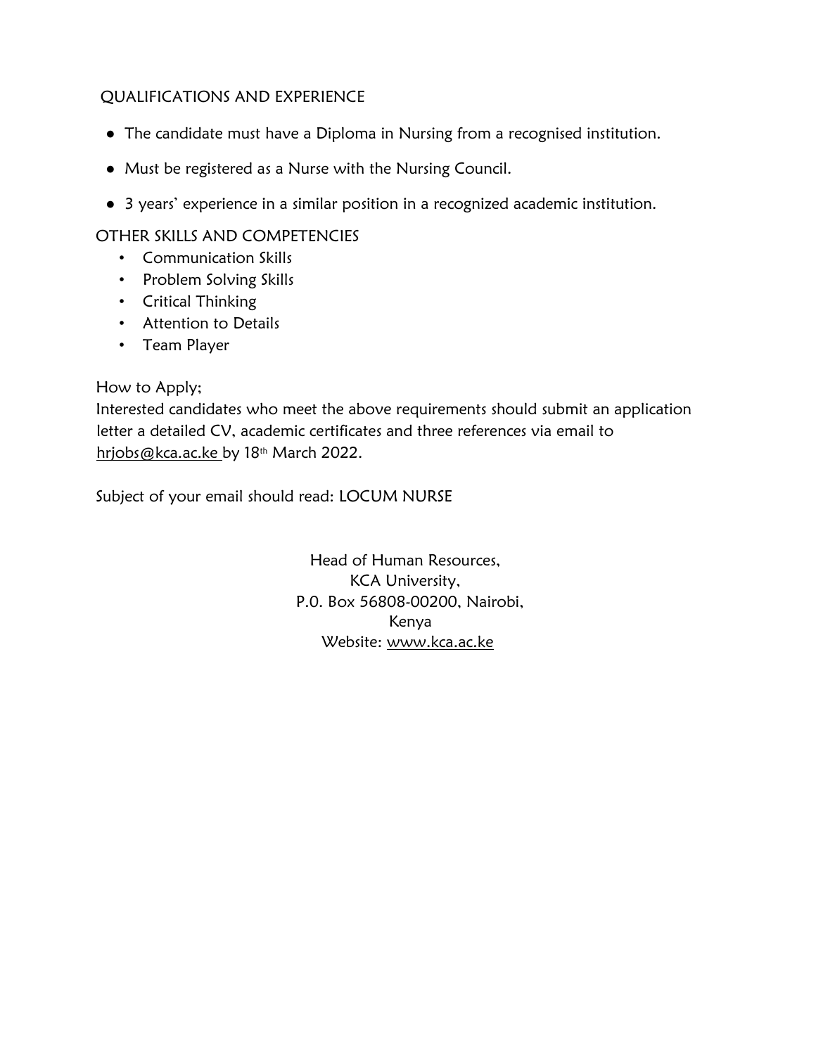## QUALIFICATIONS AND EXPERIENCE

- The candidate must have a Diploma in Nursing from a recognised institution.
- Must be registered as a Nurse with the Nursing Council.
- 3 years' experience in a similar position in a recognized academic institution.

## OTHER SKILLS AND COMPETENCIES

- Communication Skills
- Problem Solving Skills
- Critical Thinking
- Attention to Details
- Team Player

How to Apply;

Interested candidates who meet the above requirements should submit an application letter a detailed CV, academic certificates and three references via email to hrjobs@kca.ac.ke by 18th March 2022.

Subject of your email should read: LOCUM NURSE

Head of Human Resources,
KCA University,
P.0. Box 56808-00200, Nairobi,
Kenya
Website: www.kca.ac.ke